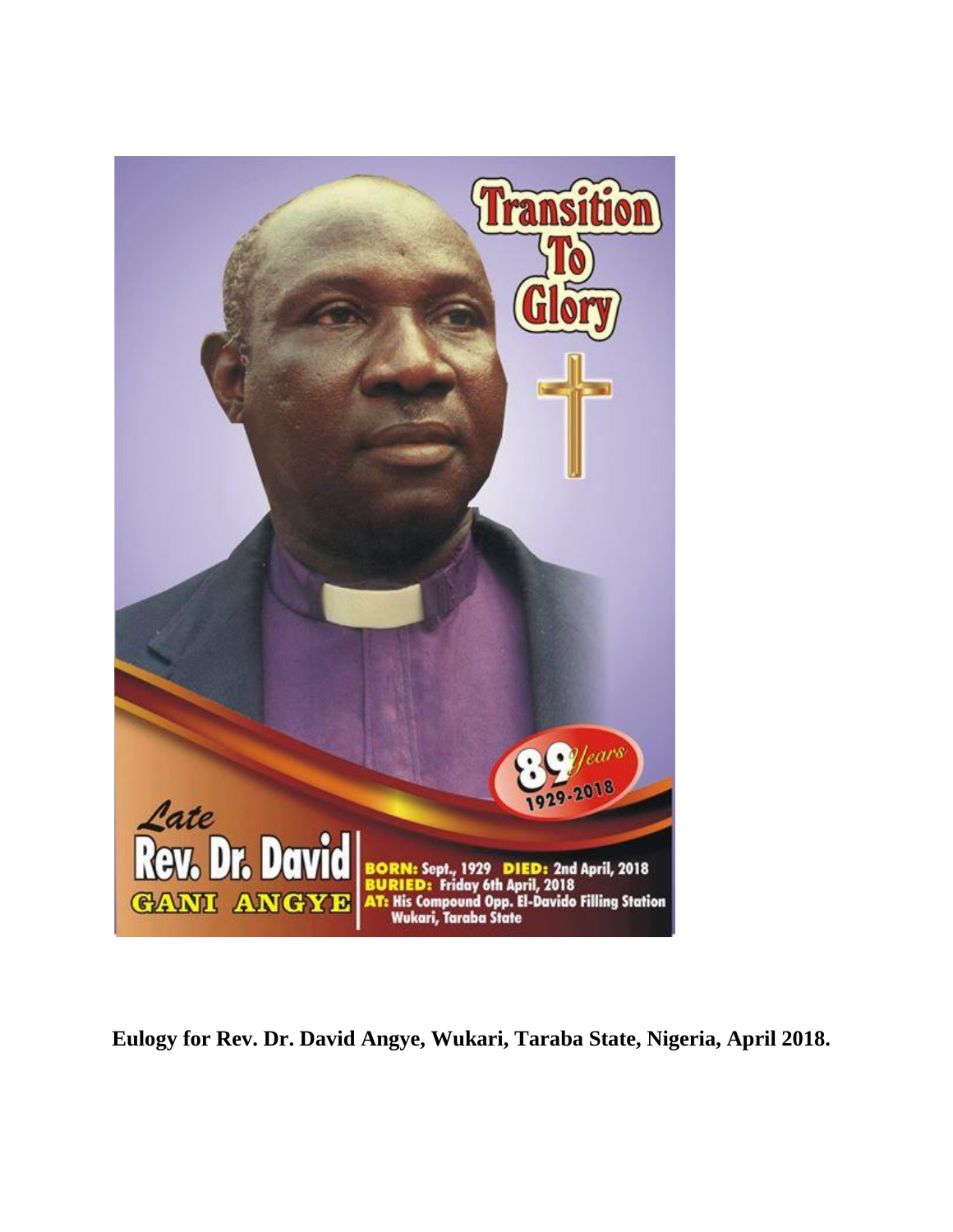Transition To Glory

89 Years 1929-2018

Late Rev. Dr. David GANI ANGYE

BORN: Sept., 1929 DIED: 2nd April, 2018
BURIED: Friday 6th April, 2018
AT: His Compound Opp. El-Davido Filling Station Wukari, Taraba State

**Eulogy for Rev. Dr. David Angye, Wukari, Taraba State, Nigeria, April 2018.**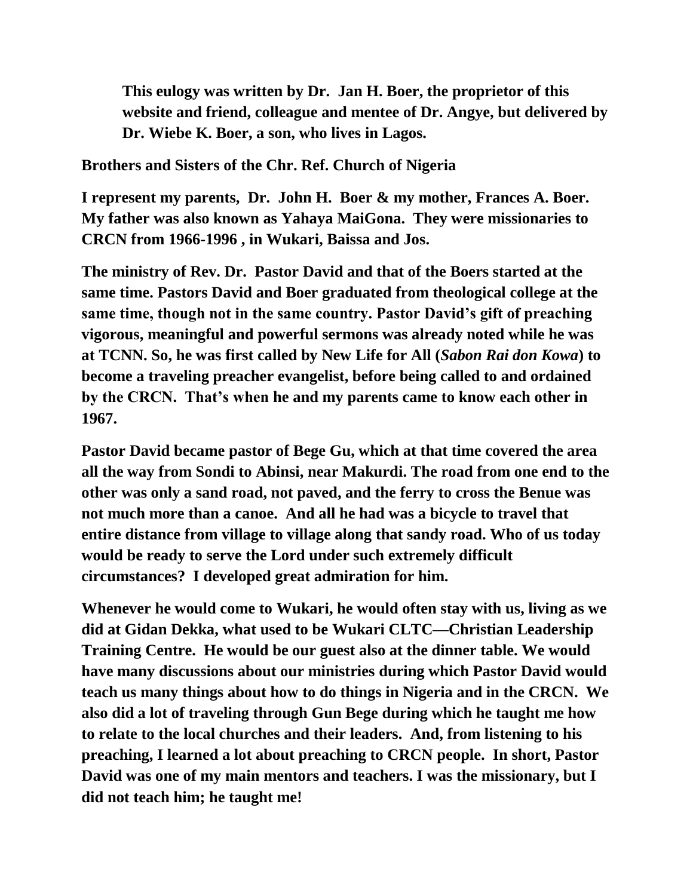**This eulogy was written by Dr. Jan H. Boer, the proprietor of this website and friend, colleague and mentee of Dr. Angye, but delivered by Dr. Wiebe K. Boer, a son, who lives in Lagos.**

**Brothers and Sisters of the Chr. Ref. Church of Nigeria**

**I represent my parents, Dr. John H. Boer & my mother, Frances A. Boer. My father was also known as Yahaya MaiGona. They were missionaries to CRCN from 1966-1996 , in Wukari, Baissa and Jos.**

**The ministry of Rev. Dr. Pastor David and that of the Boers started at the same time. Pastors David and Boer graduated from theological college at the same time, though not in the same country. Pastor David's gift of preaching vigorous, meaningful and powerful sermons was already noted while he was at TCNN. So, he was first called by New Life for All (*Sabon Rai don Kowa*) to become a traveling preacher evangelist, before being called to and ordained by the CRCN. That's when he and my parents came to know each other in 1967.**

**Pastor David became pastor of Bege Gu, which at that time covered the area all the way from Sondi to Abinsi, near Makurdi. The road from one end to the other was only a sand road, not paved, and the ferry to cross the Benue was not much more than a canoe. And all he had was a bicycle to travel that entire distance from village to village along that sandy road. Who of us today would be ready to serve the Lord under such extremely difficult circumstances? I developed great admiration for him.**

**Whenever he would come to Wukari, he would often stay with us, living as we did at Gidan Dekka, what used to be Wukari CLTC—Christian Leadership Training Centre. He would be our guest also at the dinner table. We would have many discussions about our ministries during which Pastor David would teach us many things about how to do things in Nigeria and in the CRCN. We also did a lot of traveling through Gun Bege during which he taught me how to relate to the local churches and their leaders. And, from listening to his preaching, I learned a lot about preaching to CRCN people. In short, Pastor David was one of my main mentors and teachers. I was the missionary, but I did not teach him; he taught me!**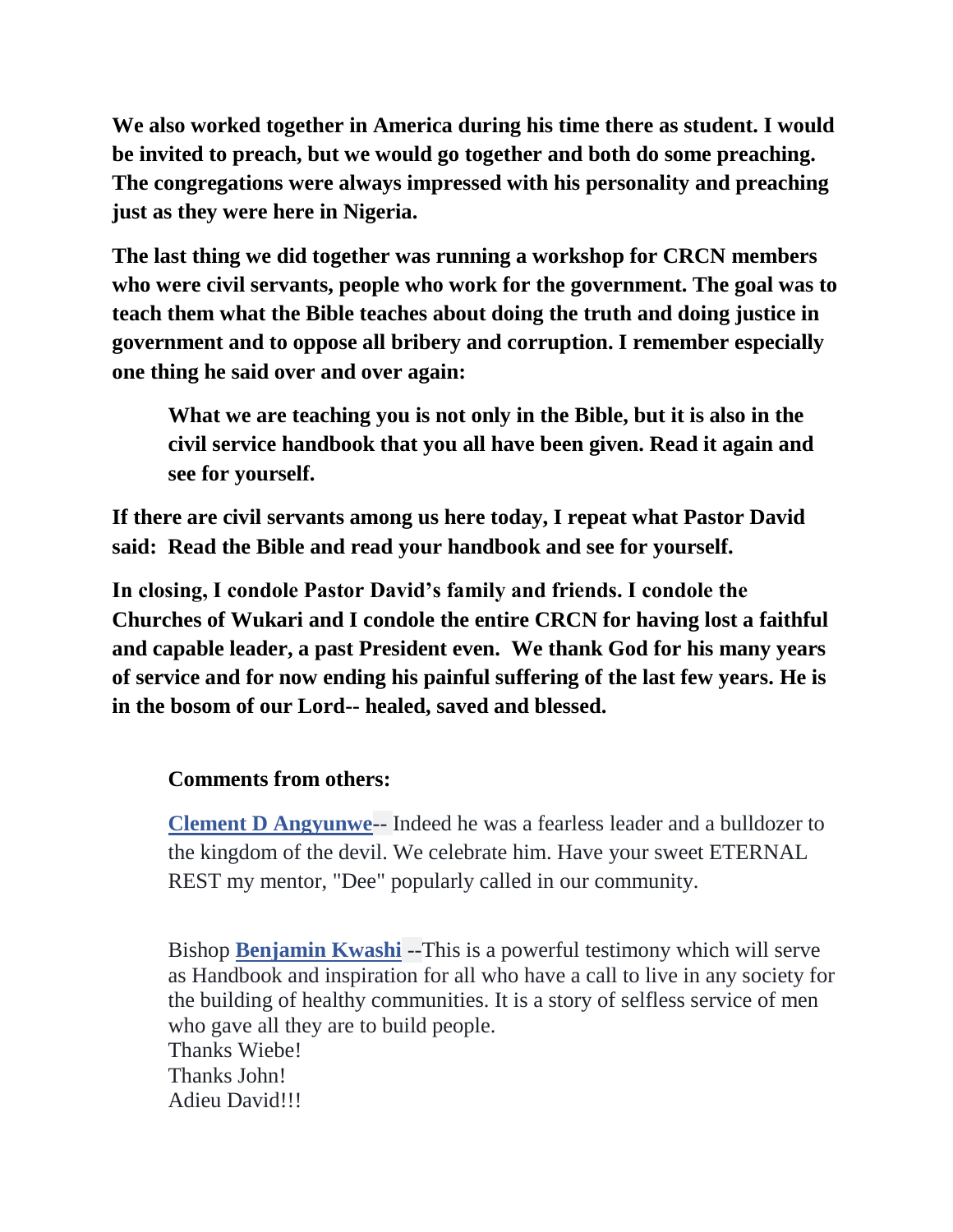**We also worked together in America during his time there as student. I would be invited to preach, but we would go together and both do some preaching. The congregations were always impressed with his personality and preaching just as they were here in Nigeria.**

**The last thing we did together was running a workshop for CRCN members who were civil servants, people who work for the government. The goal was to teach them what the Bible teaches about doing the truth and doing justice in government and to oppose all bribery and corruption. I remember especially one thing he said over and over again:**

> **What we are teaching you is not only in the Bible, but it is also in the civil service handbook that you all have been given. Read it again and see for yourself.**

**If there are civil servants among us here today, I repeat what Pastor David said: Read the Bible and read your handbook and see for yourself.**

**In closing, I condole Pastor David's family and friends. I condole the Churches of Wukari and I condole the entire CRCN for having lost a faithful and capable leader, a past President even. We thank God for his many years of service and for now ending his painful suffering of the last few years. He is in the bosom of our Lord-- healed, saved and blessed.**

**Comments from others:**

**Clement D Angyunwe**-- Indeed he was a fearless leader and a bulldozer to the kingdom of the devil. We celebrate him. Have your sweet ETERNAL REST my mentor, "Dee" popularly called in our community.

Bishop **Benjamin Kwashi** --This is a powerful testimony which will serve as Handbook and inspiration for all who have a call to live in any society for the building of healthy communities. It is a story of selfless service of men who gave all they are to build people.
Thanks Wiebe!
Thanks John!
Adieu David!!!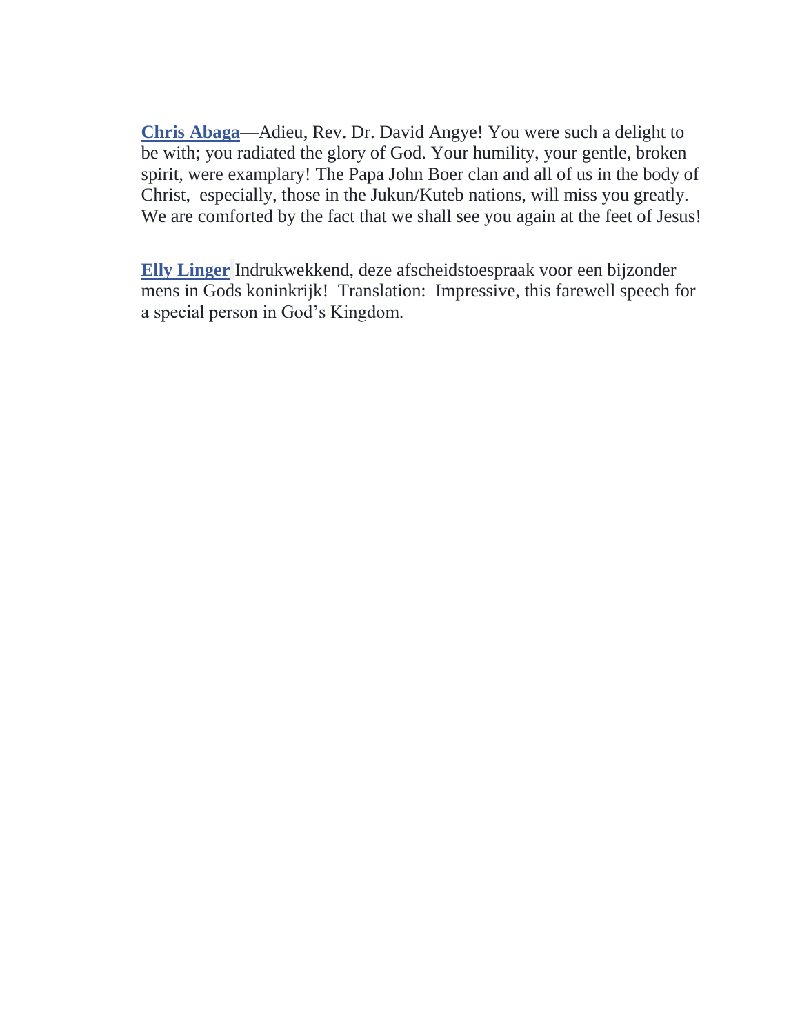**Chris Abaga**—Adieu, Rev. Dr. David Angye! You were such a delight to be with; you radiated the glory of God. Your humility, your gentle, broken spirit, were examplary! The Papa John Boer clan and all of us in the body of Christ, especially, those in the Jukun/Kuteb nations, will miss you greatly. We are comforted by the fact that we shall see you again at the feet of Jesus!

**Elly Linger** Indrukwekkend, deze afscheidstoespraak voor een bijzonder mens in Gods koninkrijk! Translation: Impressive, this farewell speech for a special person in God's Kingdom.